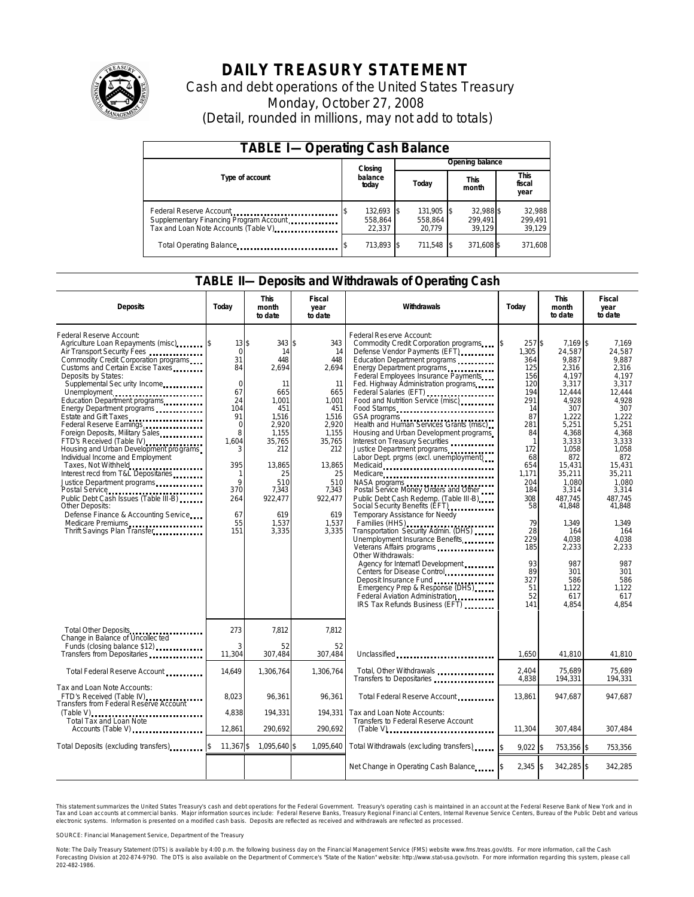# DAILY TREASURY STATEMENT

Cash and debt operations of the United States Treasury

Monday, October 27, 2008

(Detail, rounded in millions, may not add to totals)

## TABLE I—Operating Cash Balance

| Type of account | Closing balance today | Opening balance Today | Opening balance This month | Opening balance This fiscal year |
|---|---|---|---|---|
| Federal Reserve Account | $ 132,693 | $ 131,905 | $ 32,988 | $ 32,988 |
| Supplementary Financing Program Account | 558,864 | 558,864 | 299,491 | 299,491 |
| Tax and Loan Note Accounts (Table V) | 22,337 | 20,779 | 39,129 | 39,129 |
| Total Operating Balance | $ 713,893 | $ 711,548 | $ 371,608 | $ 371,608 |

## TABLE II—Deposits and Withdrawals of Operating Cash

| Deposits | Today | This month to date | Fiscal year to date |
|---|---|---|---|
| Federal Reserve Account: | | | |
| Agriculture Loan Repayments (misc) | $ 13 | $ 343 | $ 343 |
| Air Transport Security Fees | 0 | 14 | 14 |
| Commodity Credit Corporation programs | 31 | 448 | 448 |
| Customs and Certain Excise Taxes | 84 | 2,694 | 2,694 |
| Deposits by States: | | | |
| Supplemental Security Income | 0 | 11 | 11 |
| Unemployment | 67 | 665 | 665 |
| Education Department programs | 24 | 1,001 | 1,001 |
| Energy Department programs | 104 | 451 | 451 |
| Estate and Gift Taxes | 91 | 1,516 | 1,516 |
| Federal Reserve Earnings | 0 | 2,920 | 2,920 |
| Foreign Deposits, Military Sales | 8 | 1,155 | 1,155 |
| FTD's Received (Table IV) | 1,604 | 35,765 | 35,765 |
| Housing and Urban Development programs | 3 | 212 | 212 |
| Individual Income and Employment Taxes, Not Withheld | 395 | 13,865 | 13,865 |
| Interest recd from T&L Depositaries | 1 | 25 | 25 |
| Justice Department programs | 9 | 510 | 510 |
| Postal Service | 370 | 7,343 | 7,343 |
| Public Debt Cash Issues (Table III-B) | 264 | 922,477 | 922,477 |
| Other Deposits: | | | |
| Defense Finance & Accounting Service | 67 | 619 | 619 |
| Medicare Premiums | 55 | 1,537 | 1,537 |
| Thrift Savings Plan Transfer | 151 | 3,335 | 3,335 |
| Total Other Deposits | 273 | 7,812 | 7,812 |
| Change in Balance of Uncollected Funds (closing balance $12) | 3 | 52 | 52 |
| Transfers from Depositaries | 11,304 | 307,484 | 307,484 |
| Total Federal Reserve Account | 14,649 | 1,306,764 | 1,306,764 |
| Tax and Loan Note Accounts: | | | |
| FTD's Received (Table IV) | 8,023 | 96,361 | 96,361 |
| Transfers from Federal Reserve Account (Table V) | 4,838 | 194,331 | 194,331 |
| Total Tax and Loan Note Accounts (Table V) | 12,861 | 290,692 | 290,692 |
| Total Deposits (excluding transfers) | $ 11,367 | $ 1,095,640 | $ 1,095,640 |

| Withdrawals | Today | This month to date | Fiscal year to date |
|---|---|---|---|
| Federal Reserve Account: | | | |
| Commodity Credit Corporation programs | $ 257 | $ 7,169 | $ 7,169 |
| Defense Vendor Payments (EFT) | 1,305 | 24,587 | 24,587 |
| Education Department programs | 364 | 9,887 | 9,887 |
| Energy Department programs | 125 | 2,316 | 2,316 |
| Federal Employees Insurance Payments | 156 | 4,197 | 4,197 |
| Fed. Highway Administration programs | 120 | 3,317 | 3,317 |
| Federal Salaries (EFT) | 194 | 12,444 | 12,444 |
| Food and Nutrition Service (misc) | 291 | 4,928 | 4,928 |
| Food Stamps | 14 | 307 | 307 |
| GSA programs | 87 | 1,222 | 1,222 |
| Health and Human Services Grants (misc) | 281 | 5,251 | 5,251 |
| Housing and Urban Development programs | 84 | 4,368 | 4,368 |
| Interest on Treasury Securities | 1 | 3,333 | 3,333 |
| Justice Department programs | 172 | 1,058 | 1,058 |
| Labor Dept. prgms (excl. unemployment) | 68 | 872 | 872 |
| Medicaid | 654 | 15,431 | 15,431 |
| Medicare | 1,171 | 35,211 | 35,211 |
| NASA programs | 204 | 1,080 | 1,080 |
| Postal Service Money Orders and Other | 184 | 3,314 | 3,314 |
| Public Debt Cash Redemp. (Table III-B) | 308 | 487,745 | 487,745 |
| Social Security Benefits (EFT) | 58 | 41,848 | 41,848 |
| Temporary Assistance for Needy Families (HHS) | 79 | 1,349 | 1,349 |
| Transportation Security Admin. (DHS) | 28 | 164 | 164 |
| Unemployment Insurance Benefits | 229 | 4,038 | 4,038 |
| Veterans Affairs programs | 185 | 2,233 | 2,233 |
| Other Withdrawals: | | | |
| Agency for Internat'l Development | 93 | 987 | 987 |
| Centers for Disease Control | 89 | 301 | 301 |
| Deposit Insurance Fund | 327 | 586 | 586 |
| Emergency Prep & Response (DHS) | 51 | 1,122 | 1,122 |
| Federal Aviation Administration | 52 | 617 | 617 |
| IRS Tax Refunds Business (EFT) | 141 | 4,854 | 4,854 |
| Unclassified | 1,650 | 41,810 | 41,810 |
| Total, Other Withdrawals | 2,404 | 75,689 | 75,689 |
| Transfers to Depositaries | 4,838 | 194,331 | 194,331 |
| Total Federal Reserve Account | 13,861 | 947,687 | 947,687 |
| Tax and Loan Note Accounts: | | | |
| Transfers to Federal Reserve Account (Table V) | 11,304 | 307,484 | 307,484 |
| Total Withdrawals (excluding transfers) | $ 9,022 | $ 753,356 | $ 753,356 |
| Net Change in Operating Cash Balance | $ 2,345 | $ 342,285 | $ 342,285 |

This statement summarizes the United States Treasury's cash and debt operations for the Federal Government. Treasury's operating cash is maintained in an account at the Federal Reserve Bank of New York and in Tax and Loan accounts at commercial banks. Major information sources include: Federal Reserve Banks, Treasury Regional Financial Centers, Internal Revenue Service Centers, Bureau of the Public Debt and various electronic systems. Information is presented on a modified cash basis. Deposits are reflected as received and withdrawals are reflected as processed.

SOURCE: Financial Management Service, Department of the Treasury

Note: The Daily Treasury Statement (DTS) is available by 4:00 p.m. the following business day on the Financial Management Service (FMS) website www.fms.treas.gov/dts. For more information, call the Cash Forecasting Division at 202-874-9790. The DTS is also available on the Department of Commerce's "State of the Nation" website: http://www.stat-usa.gov/sotn. For more information regarding this system, please call 202-482-1986.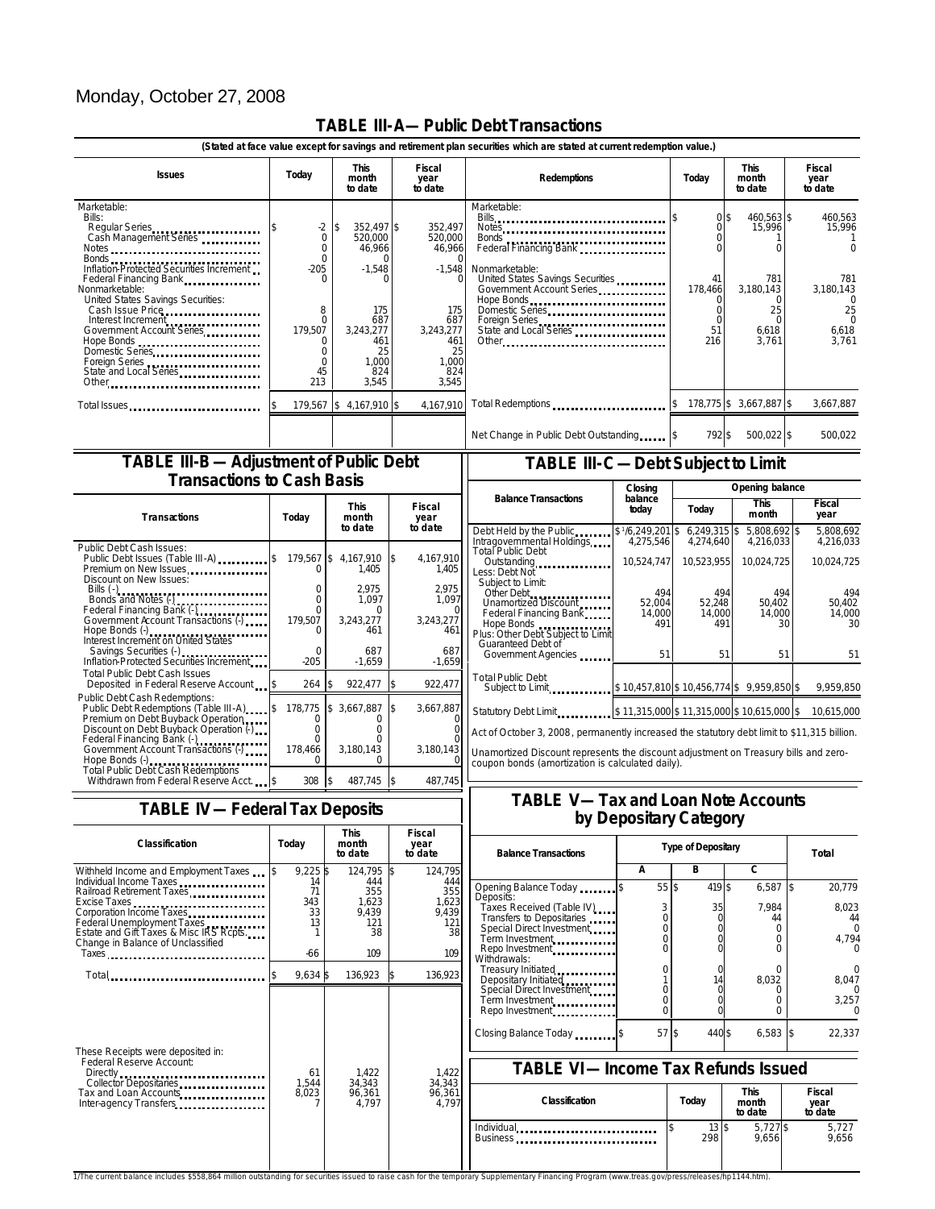Monday, October 27, 2008

## TABLE III-A — Public Debt Transactions

(Stated at face value except for savings and retirement plan securities which are stated at current redemption value.)

| Issues | Today | This month to date | Fiscal year to date |
|---|---|---|---|
| Marketable: | | | |
| Bills: | | | |
| Regular Series | $ -2 | $ 352,497 | $ 352,497 |
| Cash Management Series | 0 | 520,000 | 520,000 |
| Notes | 0 | 46,966 | 46,966 |
| Bonds | 0 | 0 | 0 |
| Inflation-Protected Securities Increment | -205 | -1,548 | -1,548 |
| Federal Financing Bank | 0 | 0 | 0 |
| Nonmarketable: | | | |
| United States Savings Securities: | | | |
| Cash Issue Price | 8 | 175 | 175 |
| Interest Increment | 0 | 687 | 687 |
| Government Account Series | 179,507 | 3,243,277 | 3,243,277 |
| Hope Bonds | 0 | 461 | 461 |
| Domestic Series | 0 | 25 | 25 |
| Foreign Series | 0 | 1,000 | 1,000 |
| State and Local Series | 45 | 824 | 824 |
| Other | 213 | 3,545 | 3,545 |
| Total Issues | $ 179,567 | $ 4,167,910 | $ 4,167,910 |

| Redemptions | Today | This month to date | Fiscal year to date |
|---|---|---|---|
| Marketable: | | | |
| Bills | $ 0 | $ 460,563 | $ 460,563 |
| Notes | 0 | 15,996 | 15,996 |
| Bonds | 0 | 1 | 1 |
| Federal Financing Bank | 0 | 0 | 0 |
| Nonmarketable: | | | |
| United States Savings Securities | 41 | 781 | 781 |
| Government Account Series | 178,466 | 3,180,143 | 3,180,143 |
| Hope Bonds | 0 | 0 | 0 |
| Domestic Series | 0 | 25 | 25 |
| Foreign Series | 0 | 0 | 0 |
| State and Local Series | 51 | 6,618 | 6,618 |
| Other | 216 | 3,761 | 3,761 |
| Total Redemptions | $ 178,775 | $ 3,667,887 | $ 3,667,887 |
| Net Change in Public Debt Outstanding | $ 792 | $ 500,022 | $ 500,022 |

## TABLE III-B — Adjustment of Public Debt Transactions to Cash Basis

| Transactions | Today | This month to date | Fiscal year to date |
|---|---|---|---|
| Public Debt Cash Issues: | | | |
| Public Debt Issues (Table III-A) | $ 179,567 | $ 4,167,910 | $ 4,167,910 |
| Premium on New Issues | 0 | 1,405 | 1,405 |
| Discount on New Issues: | | | |
| Bills (-) | 0 | 2,975 | 2,975 |
| Bonds and Notes (-) | 0 | 1,097 | 1,097 |
| Federal Financing Bank (-) | 0 | 0 | 0 |
| Government Account Transactions (-) | 179,507 | 3,243,277 | 3,243,277 |
| Hope Bonds (-) | 0 | 461 | 461 |
| Interest Increment on United States Savings Securities (-) | 0 | 687 | 687 |
| Inflation-Protected Securities Increment | -205 | -1,659 | -1,659 |
| Total Public Debt Cash Issues Deposited in Federal Reserve Account | $ 264 | $ 922,477 | $ 922,477 |
| Public Debt Cash Redemptions: | | | |
| Public Debt Redemptions (Table III-A) | $ 178,775 | $ 3,667,887 | $ 3,667,887 |
| Premium on Debt Buyback Operation | 0 | 0 | 0 |
| Discount on Debt Buyback Operation (-) | 0 | 0 | 0 |
| Federal Financing Bank (-) | 0 | 0 | 0 |
| Government Account Transactions (-) | 178,466 | 3,180,143 | 3,180,143 |
| Hope Bonds (-) | 0 | 0 | 0 |
| Total Public Debt Cash Redemptions Withdrawn from Federal Reserve Acct. | $ 308 | $ 487,745 | $ 487,745 |

## TABLE III-C — Debt Subject to Limit

| Balance Transactions | Closing balance today | Opening balance Today | Opening balance This month | Opening balance Fiscal year |
|---|---|---|---|---|
| Debt Held by the Public | $ [1]6,249,201 | $ 6,249,315 | $ 5,808,692 | $ 5,808,692 |
| Intragovernmental Holdings | 4,275,546 | 4,274,640 | 4,216,033 | 4,216,033 |
| Total Public Debt Outstanding | 10,524,747 | 10,523,955 | 10,024,725 | 10,024,725 |
| Less: Debt Not Subject to Limit: | | | | |
| Other Debt | 494 | 494 | 494 | 494 |
| Unamortized Discount | 52,004 | 52,248 | 50,402 | 50,402 |
| Federal Financing Bank | 14,000 | 14,000 | 14,000 | 14,000 |
| Hope Bonds | 491 | 491 | 30 | 30 |
| Plus: Other Debt Subject to Limit Guaranteed Debt of Government Agencies | 51 | 51 | 51 | 51 |
| Total Public Debt Subject to Limit | $ 10,457,810 | $ 10,456,774 | $ 9,959,850 | $ 9,959,850 |
| Statutory Debt Limit | $ 11,315,000 | $ 11,315,000 | $ 10,615,000 | $ 10,615,000 |

Act of October 3, 2008, permanently increased the statutory debt limit to $11,315 billion.

Unamortized Discount represents the discount adjustment on Treasury bills and zero-coupon bonds (amortization is calculated daily).

## TABLE IV — Federal Tax Deposits

| Classification | Today | This month to date | Fiscal year to date |
|---|---|---|---|
| Withheld Income and Employment Taxes | $ 9,225 | $ 124,795 | $ 124,795 |
| Individual Income Taxes | 14 | 444 | 444 |
| Railroad Retirement Taxes | 71 | 355 | 355 |
| Excise Taxes | 343 | 1,623 | 1,623 |
| Corporation Income Taxes | 33 | 9,439 | 9,439 |
| Federal Unemployment Taxes | 13 | 121 | 121 |
| Estate and Gift Taxes & Misc IRS Rcpts. | 1 | 38 | 38 |
| Change in Balance of Unclassified Taxes | -66 | 109 | 109 |
| Total | $ 9,634 | $ 136,923 | $ 136,923 |
| These Receipts were deposited in: | | | |
| Federal Reserve Account: | | | |
| Directly | 61 | 1,422 | 1,422 |
| Collector Depositaries | 1,544 | 34,343 | 34,343 |
| Tax and Loan Accounts | 8,023 | 96,361 | 96,361 |
| Inter-agency Transfers | 7 | 4,797 | 4,797 |

## TABLE V — Tax and Loan Note Accounts by Depositary Category

| Balance Transactions | Type of Depositary A | Type of Depositary B | Type of Depositary C | Total |
|---|---|---|---|---|
| Opening Balance Today | $ 55 | $ 419 | $ 6,587 | $ 20,779 |
| Deposits: | | | | |
| Taxes Received (Table IV) | 3 | 35 | 7,984 | 8,023 |
| Transfers to Depositaries | 0 | 0 | 44 | 44 |
| Special Direct Investment | 0 | 0 | 0 | 0 |
| Term Investment | 0 | 0 | 0 | 4,794 |
| Repo Investment | 0 | 0 | 0 | 0 |
| Withdrawals: | | | | |
| Treasury Initiated | 0 | 0 | 0 | 0 |
| Depositary Initiated | 1 | 14 | 8,032 | 8,047 |
| Special Direct Investment | 0 | 0 | 0 | 0 |
| Term Investment | 0 | 0 | 0 | 3,257 |
| Repo Investment | 0 | 0 | 0 | 0 |
| Closing Balance Today | $ 57 | $ 440 | $ 6,583 | $ 22,337 |

## TABLE VI — Income Tax Refunds Issued

| Classification | Today | This month to date | Fiscal year to date |
|---|---|---|---|
| Individual | $ 13 | $ 5,727 | $ 5,727 |
| Business | 298 | 9,656 | 9,656 |

1/The current balance includes $558,864 million outstanding for securities issued to raise cash for the temporary Supplementary Financing Program (www.treas.gov/press/releases/hp1144.htm).